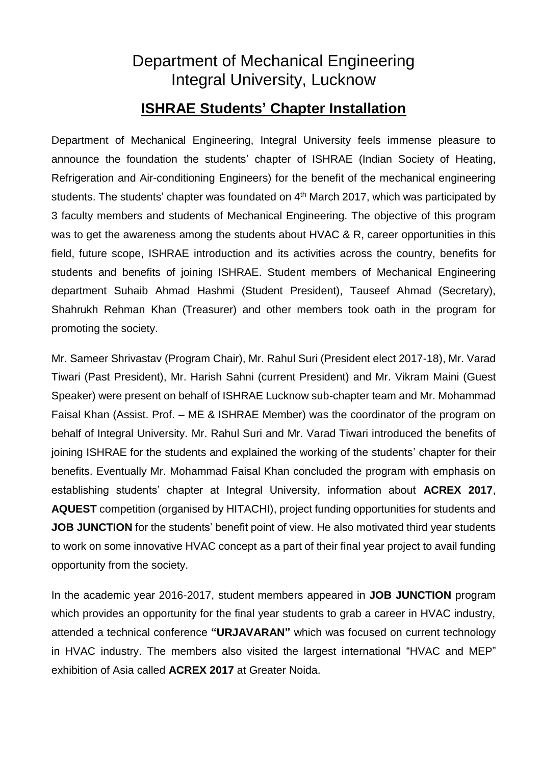# Department of Mechanical Engineering
# Integral University, Lucknow

## ISHRAE Students' Chapter Installation

Department of Mechanical Engineering, Integral University feels immense pleasure to announce the foundation the students' chapter of ISHRAE (Indian Society of Heating, Refrigeration and Air-conditioning Engineers) for the benefit of the mechanical engineering students. The students' chapter was foundated on 4th March 2017, which was participated by 3 faculty members and students of Mechanical Engineering. The objective of this program was to get the awareness among the students about HVAC & R, career opportunities in this field, future scope, ISHRAE introduction and its activities across the country, benefits for students and benefits of joining ISHRAE. Student members of Mechanical Engineering department Suhaib Ahmad Hashmi (Student President), Tauseef Ahmad (Secretary), Shahrukh Rehman Khan (Treasurer) and other members took oath in the program for promoting the society.

Mr. Sameer Shrivastav (Program Chair), Mr. Rahul Suri (President elect 2017-18), Mr. Varad Tiwari (Past President), Mr. Harish Sahni (current President) and Mr. Vikram Maini (Guest Speaker) were present on behalf of ISHRAE Lucknow sub-chapter team and Mr. Mohammad Faisal Khan (Assist. Prof. – ME & ISHRAE Member) was the coordinator of the program on behalf of Integral University. Mr. Rahul Suri and Mr. Varad Tiwari introduced the benefits of joining ISHRAE for the students and explained the working of the students' chapter for their benefits. Eventually Mr. Mohammad Faisal Khan concluded the program with emphasis on establishing students' chapter at Integral University, information about **ACREX 2017**, **AQUEST** competition (organised by HITACHI), project funding opportunities for students and **JOB JUNCTION** for the students' benefit point of view. He also motivated third year students to work on some innovative HVAC concept as a part of their final year project to avail funding opportunity from the society.

In the academic year 2016-2017, student members appeared in **JOB JUNCTION** program which provides an opportunity for the final year students to grab a career in HVAC industry, attended a technical conference **"URJAVARAN"** which was focused on current technology in HVAC industry. The members also visited the largest international "HVAC and MEP" exhibition of Asia called **ACREX 2017** at Greater Noida.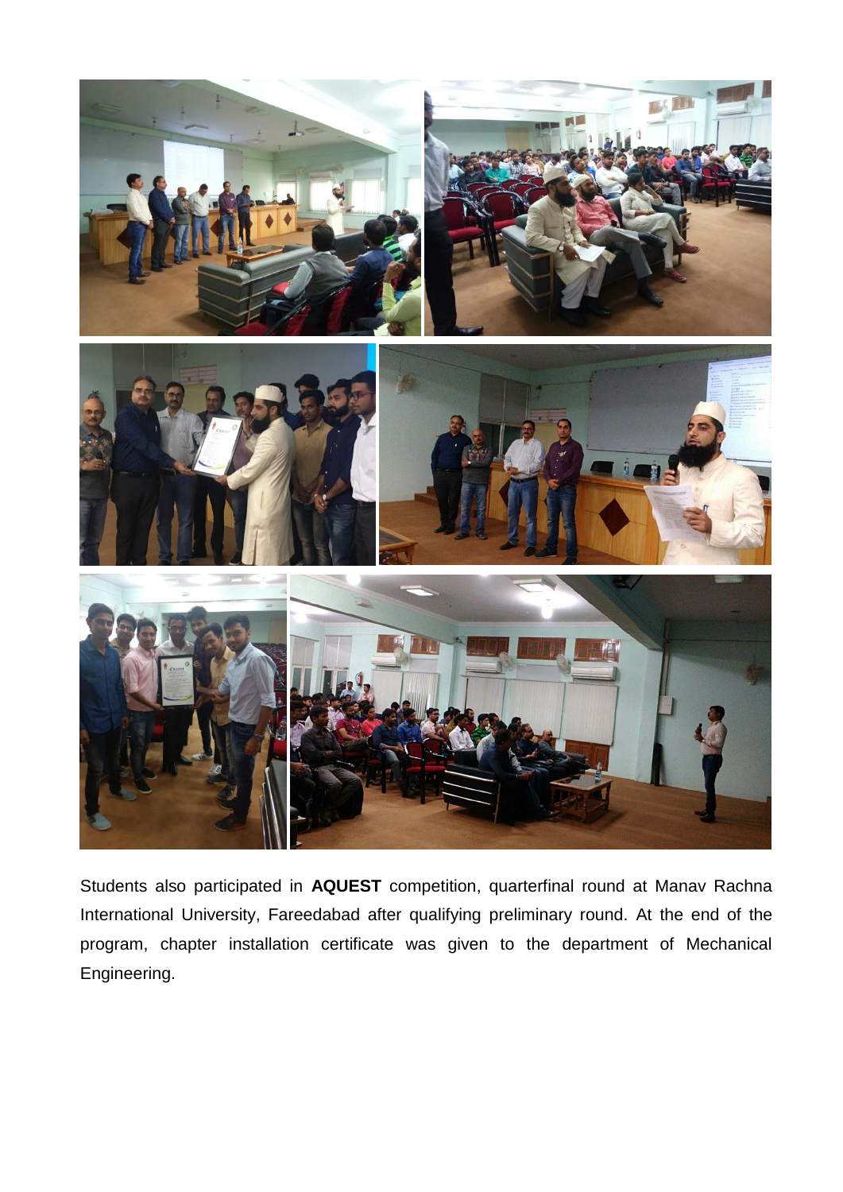Students also participated in **AQUEST** competition, quarterfinal round at Manav Rachna International University, Fareedabad after qualifying preliminary round. At the end of the program, chapter installation certificate was given to the department of Mechanical Engineering.